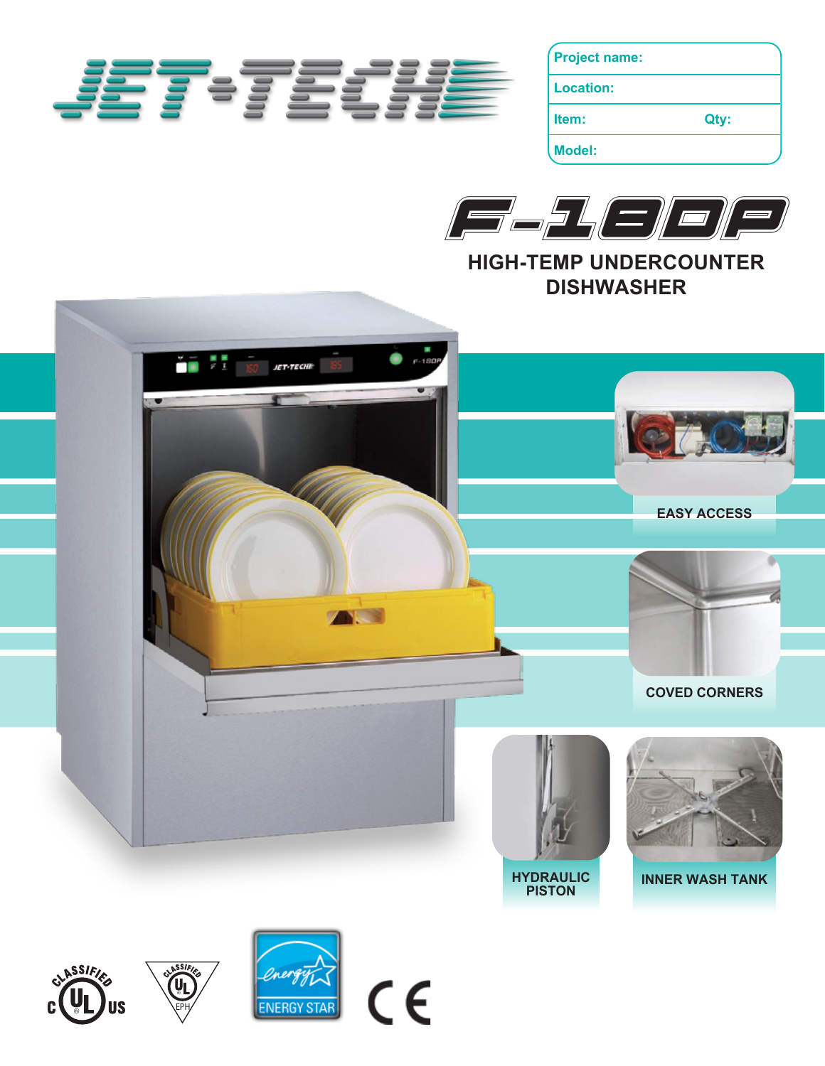# JET-TECH

| Project name: | |
|---|---|
| Location: | |
| Item: | Qty: |
| Model: | |

# F-18DP

## HIGH-TEMP UNDERCOUNTER DISHWASHER

EASY ACCESS

COVED CORNERS

HYDRAULIC PISTON

INNER WASH TANK

CLASSIFIED c UL US

CLASSIFIED UL EPH

ENERGY STAR

CE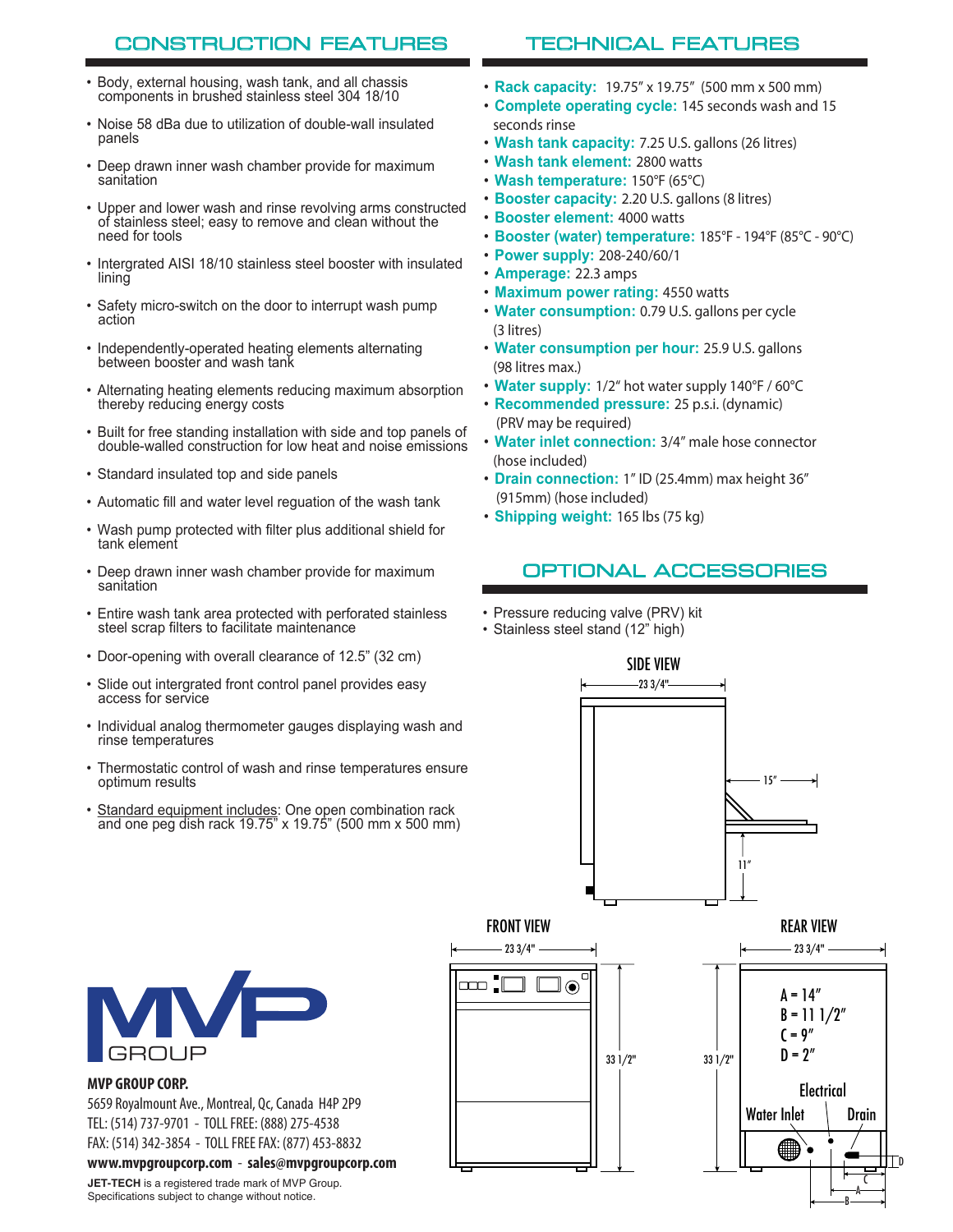## CONSTRUCTION FEATURES

- Body, external housing, wash tank, and all chassis components in brushed stainless steel 304 18/10
- Noise 58 dBa due to utilization of double-wall insulated panels
- Deep drawn inner wash chamber provide for maximum sanitation
- Upper and lower wash and rinse revolving arms constructed of stainless steel; easy to remove and clean without the need for tools
- Intergrated AISI 18/10 stainless steel booster with insulated lining
- Safety micro-switch on the door to interrupt wash pump action
- Independently-operated heating elements alternating between booster and wash tank
- Alternating heating elements reducing maximum absorption thereby reducing energy costs
- Built for free standing installation with side and top panels of double-walled construction for low heat and noise emissions
- Standard insulated top and side panels
- Automatic fill and water level reguation of the wash tank
- Wash pump protected with filter plus additional shield for tank element
- Deep drawn inner wash chamber provide for maximum sanitation
- Entire wash tank area protected with perforated stainless steel scrap filters to facilitate maintenance
- Door-opening with overall clearance of 12.5" (32 cm)
- Slide out intergrated front control panel provides easy access for service
- Individual analog thermometer gauges displaying wash and rinse temperatures
- Thermostatic control of wash and rinse temperatures ensure optimum results
- Standard equipment includes: One open combination rack and one peg dish rack 19.75" x 19.75" (500 mm x 500 mm)

## TECHNICAL FEATURES

- **Rack capacity:** 19.75" x 19.75" (500 mm x 500 mm)
- **Complete operating cycle:** 145 seconds wash and 15 seconds rinse
- **Wash tank capacity:** 7.25 U.S. gallons (26 litres)
- **Wash tank element:** 2800 watts
- **Wash temperature:** 150°F (65°C)
- **Booster capacity:** 2.20 U.S. gallons (8 litres)
- **Booster element:** 4000 watts
- **Booster (water) temperature:** 185°F - 194°F (85°C - 90°C)
- **Power supply:** 208-240/60/1
- **Amperage:** 22.3 amps
- **Maximum power rating:** 4550 watts
- **Water consumption:** 0.79 U.S. gallons per cycle (3 litres)
- **Water consumption per hour:** 25.9 U.S. gallons (98 litres max.)
- **Water supply:** 1/2" hot water supply 140°F / 60°C
- **Recommended pressure:** 25 p.s.i. (dynamic) (PRV may be required)
- **Water inlet connection:** 3/4" male hose connector (hose included)
- **Drain connection:** 1" ID (25.4mm) max height 36" (915mm) (hose included)
- **Shipping weight:** 165 lbs (75 kg)

## OPTIONAL ACCESSORIES

- Pressure reducing valve (PRV) kit
- Stainless steel stand (12" high)

SIDE VIEW

23 3/4"

15"

11"

FRONT VIEW

23 3/4"

33 1/2"

REAR VIEW

23 3/4"

33 1/2"

A = 14"
B = 11 1/2"
C = 9"
D = 2"

Electrical

Water Inlet

Drain

A B C D

MVP GROUP

**MVP GROUP CORP.**
5659 Royalmount Ave., Montreal, Qc, Canada H4P 2P9
TEL: (514) 737-9701 - TOLL FREE: (888) 275-4538
FAX: (514) 342-3854 - TOLL FREE FAX: (877) 453-8832
**www.mvpgroupcorp.com** - **sales@mvpgroupcorp.com**

**JET-TECH** is a registered trade mark of MVP Group.
Specifications subject to change without notice.